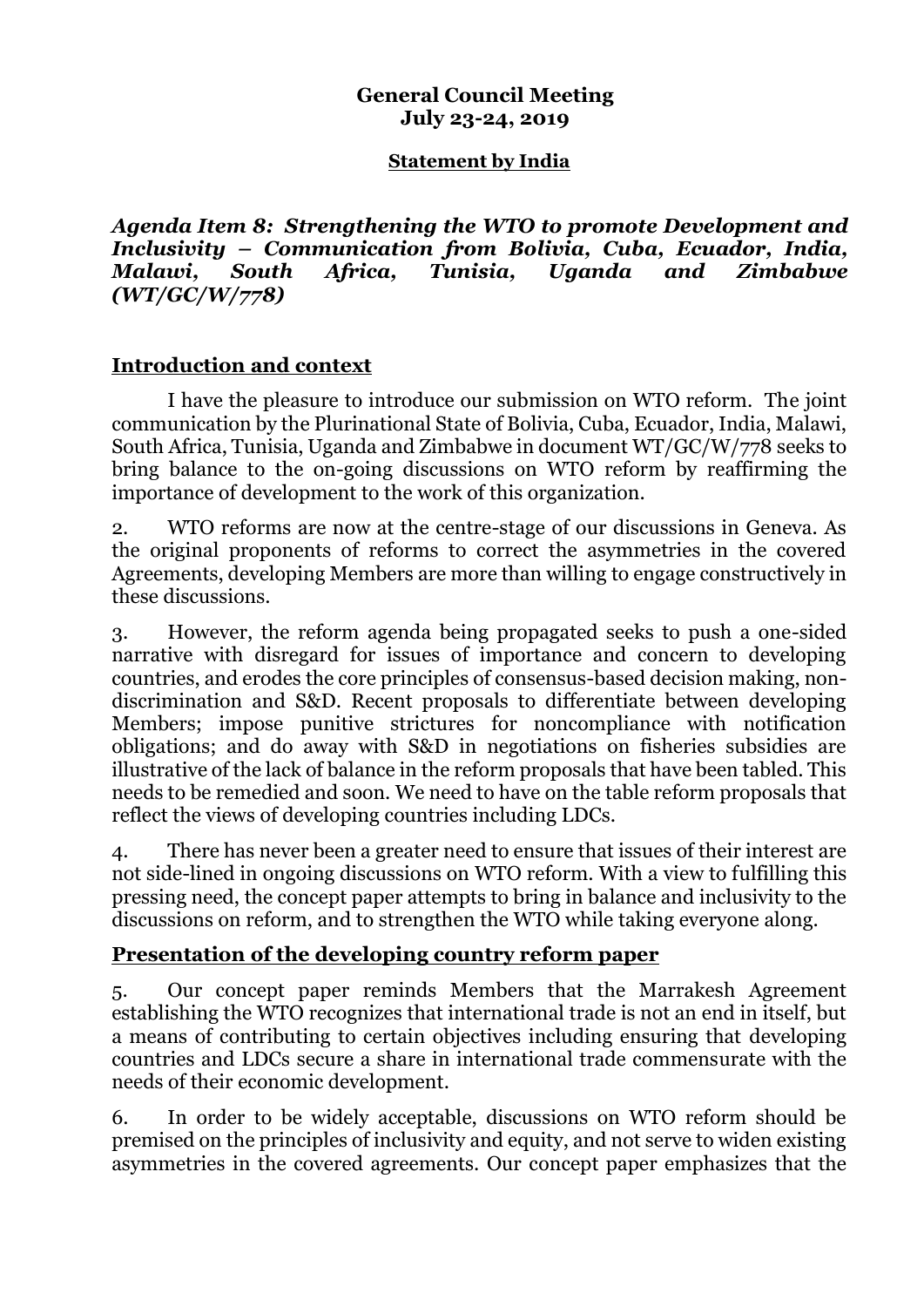**General Council Meeting**
**July 23-24, 2019**

**Statement by India**

***Agenda Item 8: Strengthening the WTO to promote Development and Inclusivity – Communication from Bolivia, Cuba, Ecuador, India, Malawi, South Africa, Tunisia, Uganda and Zimbabwe (WT/GC/W/778)***

## Introduction and context

I have the pleasure to introduce our submission on WTO reform. The joint communication by the Plurinational State of Bolivia, Cuba, Ecuador, India, Malawi, South Africa, Tunisia, Uganda and Zimbabwe in document WT/GC/W/778 seeks to bring balance to the on-going discussions on WTO reform by reaffirming the importance of development to the work of this organization.

2. WTO reforms are now at the centre-stage of our discussions in Geneva. As the original proponents of reforms to correct the asymmetries in the covered Agreements, developing Members are more than willing to engage constructively in these discussions.

3. However, the reform agenda being propagated seeks to push a one-sided narrative with disregard for issues of importance and concern to developing countries, and erodes the core principles of consensus-based decision making, non-discrimination and S&D. Recent proposals to differentiate between developing Members; impose punitive strictures for noncompliance with notification obligations; and do away with S&D in negotiations on fisheries subsidies are illustrative of the lack of balance in the reform proposals that have been tabled. This needs to be remedied and soon. We need to have on the table reform proposals that reflect the views of developing countries including LDCs.

4. There has never been a greater need to ensure that issues of their interest are not side-lined in ongoing discussions on WTO reform. With a view to fulfilling this pressing need, the concept paper attempts to bring in balance and inclusivity to the discussions on reform, and to strengthen the WTO while taking everyone along.

## Presentation of the developing country reform paper

5. Our concept paper reminds Members that the Marrakesh Agreement establishing the WTO recognizes that international trade is not an end in itself, but a means of contributing to certain objectives including ensuring that developing countries and LDCs secure a share in international trade commensurate with the needs of their economic development.

6. In order to be widely acceptable, discussions on WTO reform should be premised on the principles of inclusivity and equity, and not serve to widen existing asymmetries in the covered agreements. Our concept paper emphasizes that the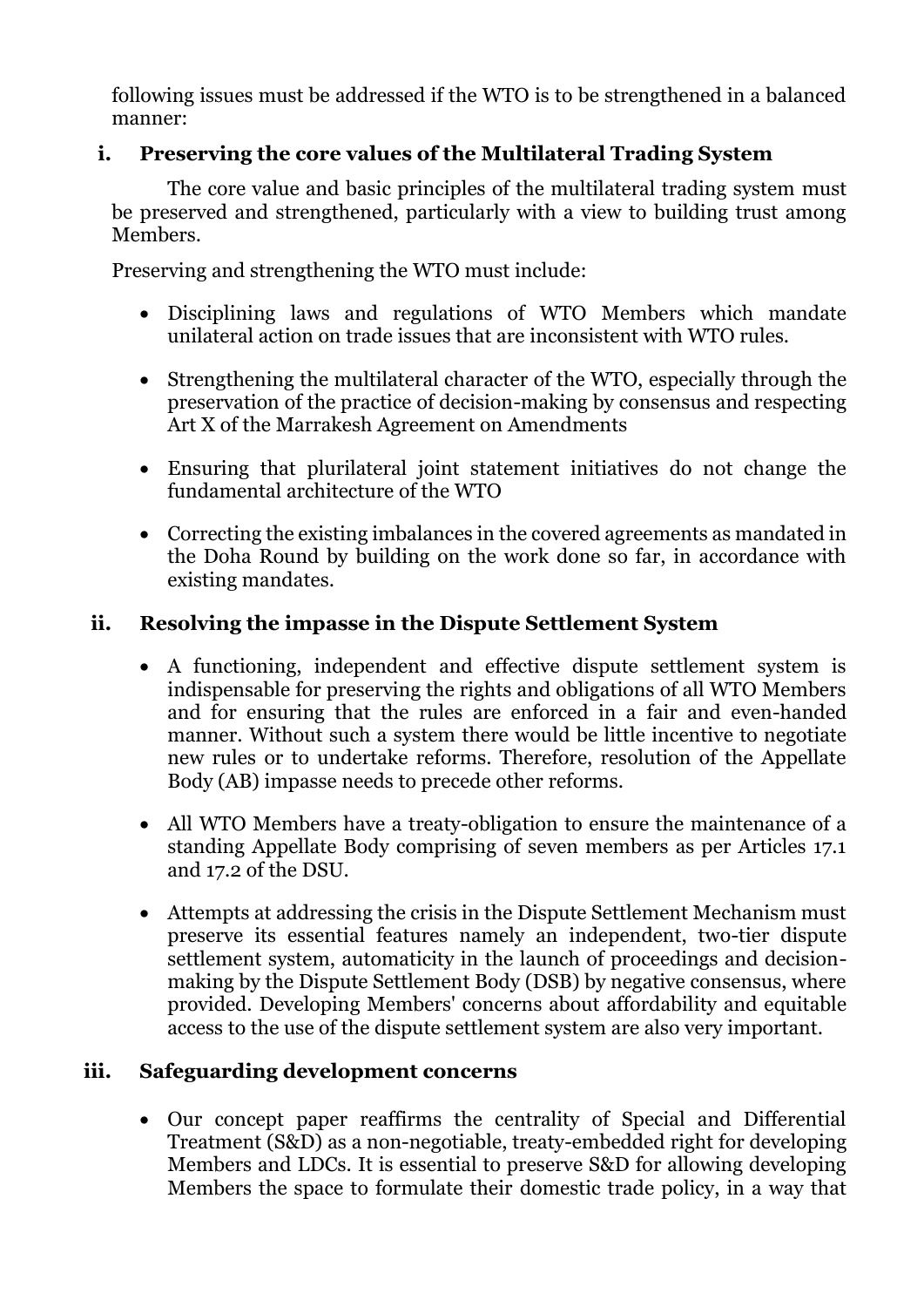following issues must be addressed if the WTO is to be strengthened in a balanced manner:

### i. Preserving the core values of the Multilateral Trading System

The core value and basic principles of the multilateral trading system must be preserved and strengthened, particularly with a view to building trust among Members.

Preserving and strengthening the WTO must include:

- Disciplining laws and regulations of WTO Members which mandate unilateral action on trade issues that are inconsistent with WTO rules.
- Strengthening the multilateral character of the WTO, especially through the preservation of the practice of decision-making by consensus and respecting Art X of the Marrakesh Agreement on Amendments
- Ensuring that plurilateral joint statement initiatives do not change the fundamental architecture of the WTO
- Correcting the existing imbalances in the covered agreements as mandated in the Doha Round by building on the work done so far, in accordance with existing mandates.

### ii. Resolving the impasse in the Dispute Settlement System

- A functioning, independent and effective dispute settlement system is indispensable for preserving the rights and obligations of all WTO Members and for ensuring that the rules are enforced in a fair and even-handed manner. Without such a system there would be little incentive to negotiate new rules or to undertake reforms. Therefore, resolution of the Appellate Body (AB) impasse needs to precede other reforms.
- All WTO Members have a treaty-obligation to ensure the maintenance of a standing Appellate Body comprising of seven members as per Articles 17.1 and 17.2 of the DSU.
- Attempts at addressing the crisis in the Dispute Settlement Mechanism must preserve its essential features namely an independent, two-tier dispute settlement system, automaticity in the launch of proceedings and decision-making by the Dispute Settlement Body (DSB) by negative consensus, where provided. Developing Members' concerns about affordability and equitable access to the use of the dispute settlement system are also very important.

### iii. Safeguarding development concerns

- Our concept paper reaffirms the centrality of Special and Differential Treatment (S&D) as a non-negotiable, treaty-embedded right for developing Members and LDCs. It is essential to preserve S&D for allowing developing Members the space to formulate their domestic trade policy, in a way that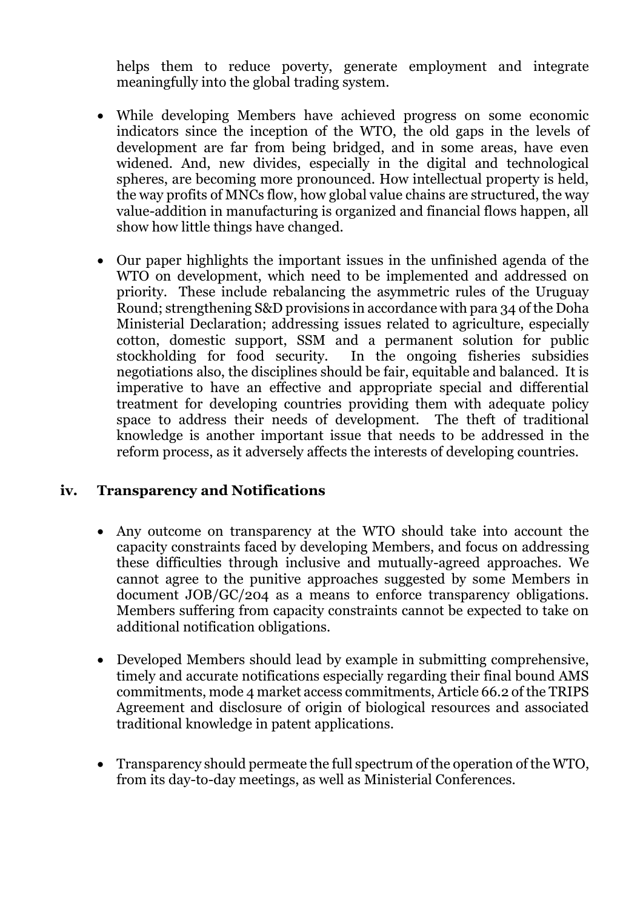helps them to reduce poverty, generate employment and integrate meaningfully into the global trading system.

- While developing Members have achieved progress on some economic indicators since the inception of the WTO, the old gaps in the levels of development are far from being bridged, and in some areas, have even widened. And, new divides, especially in the digital and technological spheres, are becoming more pronounced. How intellectual property is held, the way profits of MNCs flow, how global value chains are structured, the way value-addition in manufacturing is organized and financial flows happen, all show how little things have changed.

- Our paper highlights the important issues in the unfinished agenda of the WTO on development, which need to be implemented and addressed on priority. These include rebalancing the asymmetric rules of the Uruguay Round; strengthening S&D provisions in accordance with para 34 of the Doha Ministerial Declaration; addressing issues related to agriculture, especially cotton, domestic support, SSM and a permanent solution for public stockholding for food security. In the ongoing fisheries subsidies negotiations also, the disciplines should be fair, equitable and balanced. It is imperative to have an effective and appropriate special and differential treatment for developing countries providing them with adequate policy space to address their needs of development. The theft of traditional knowledge is another important issue that needs to be addressed in the reform process, as it adversely affects the interests of developing countries.

### iv. Transparency and Notifications

- Any outcome on transparency at the WTO should take into account the capacity constraints faced by developing Members, and focus on addressing these difficulties through inclusive and mutually-agreed approaches. We cannot agree to the punitive approaches suggested by some Members in document JOB/GC/204 as a means to enforce transparency obligations. Members suffering from capacity constraints cannot be expected to take on additional notification obligations.

- Developed Members should lead by example in submitting comprehensive, timely and accurate notifications especially regarding their final bound AMS commitments, mode 4 market access commitments, Article 66.2 of the TRIPS Agreement and disclosure of origin of biological resources and associated traditional knowledge in patent applications.

- Transparency should permeate the full spectrum of the operation of the WTO, from its day-to-day meetings, as well as Ministerial Conferences.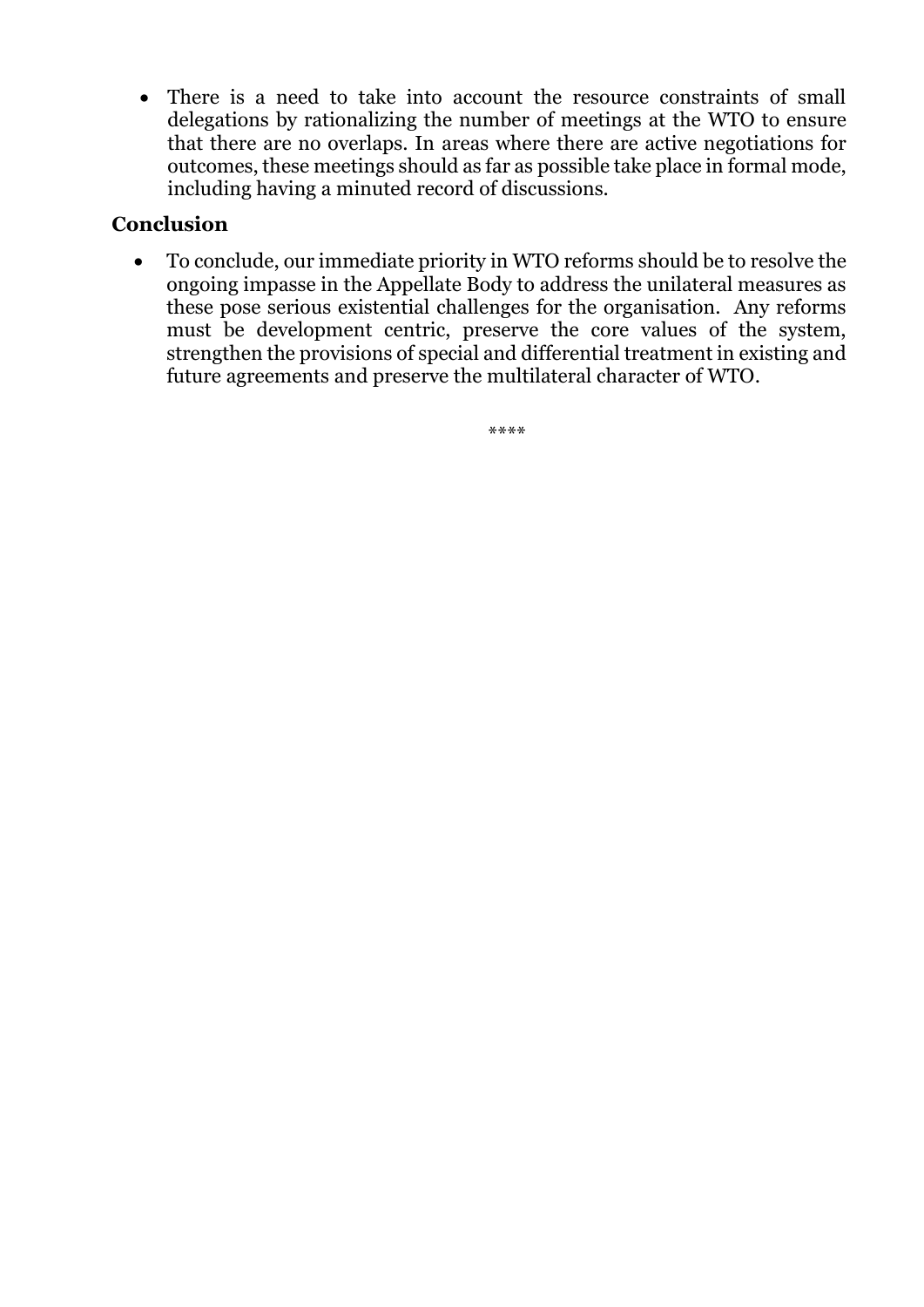- There is a need to take into account the resource constraints of small delegations by rationalizing the number of meetings at the WTO to ensure that there are no overlaps. In areas where there are active negotiations for outcomes, these meetings should as far as possible take place in formal mode, including having a minuted record of discussions.

## Conclusion

- To conclude, our immediate priority in WTO reforms should be to resolve the ongoing impasse in the Appellate Body to address the unilateral measures as these pose serious existential challenges for the organisation. Any reforms must be development centric, preserve the core values of the system, strengthen the provisions of special and differential treatment in existing and future agreements and preserve the multilateral character of WTO.

****